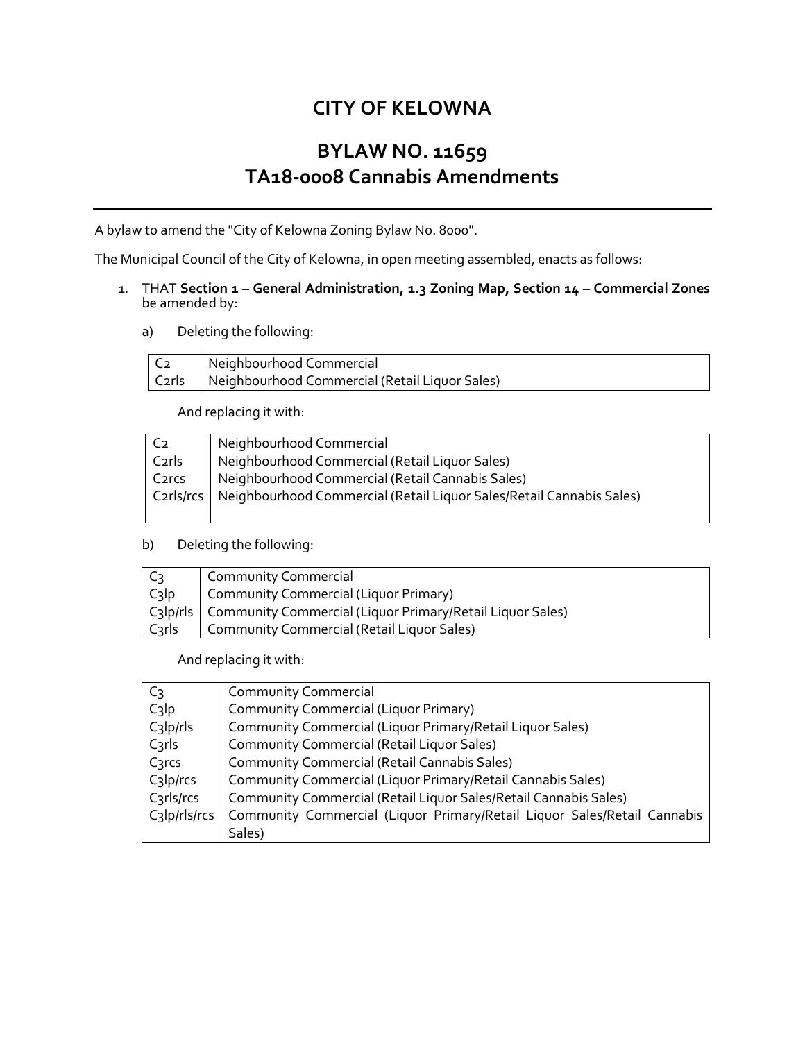# CITY OF KELOWNA

## BYLAW NO. 11659
## TA18-0008 Cannabis Amendments

---

A bylaw to amend the "City of Kelowna Zoning Bylaw No. 8000".

The Municipal Council of the City of Kelowna, in open meeting assembled, enacts as follows:

1. THAT **Section 1 – General Administration, 1.3 Zoning Map, Section 14 – Commercial Zones** be amended by:

   a) Deleting the following:

| | |
|---|---|
| C2 | Neighbourhood Commercial |
| C2rls | Neighbourhood Commercial (Retail Liquor Sales) |

   And replacing it with:

| | |
|---|---|
| C2 | Neighbourhood Commercial |
| C2rls | Neighbourhood Commercial (Retail Liquor Sales) |
| C2rcs | Neighbourhood Commercial (Retail Cannabis Sales) |
| C2rls/rcs | Neighbourhood Commercial (Retail Liquor Sales/Retail Cannabis Sales) |

   b) Deleting the following:

| | |
|---|---|
| C3 | Community Commercial |
| C3lp | Community Commercial (Liquor Primary) |
| C3lp/rls | Community Commercial (Liquor Primary/Retail Liquor Sales) |
| C3rls | Community Commercial (Retail Liquor Sales) |

   And replacing it with:

| | |
|---|---|
| C3 | Community Commercial |
| C3lp | Community Commercial (Liquor Primary) |
| C3lp/rls | Community Commercial (Liquor Primary/Retail Liquor Sales) |
| C3rls | Community Commercial (Retail Liquor Sales) |
| C3rcs | Community Commercial (Retail Cannabis Sales) |
| C3lp/rcs | Community Commercial (Liquor Primary/Retail Cannabis Sales) |
| C3rls/rcs | Community Commercial (Retail Liquor Sales/Retail Cannabis Sales) |
| C3lp/rls/rcs | Community Commercial (Liquor Primary/Retail Liquor Sales/Retail Cannabis Sales) |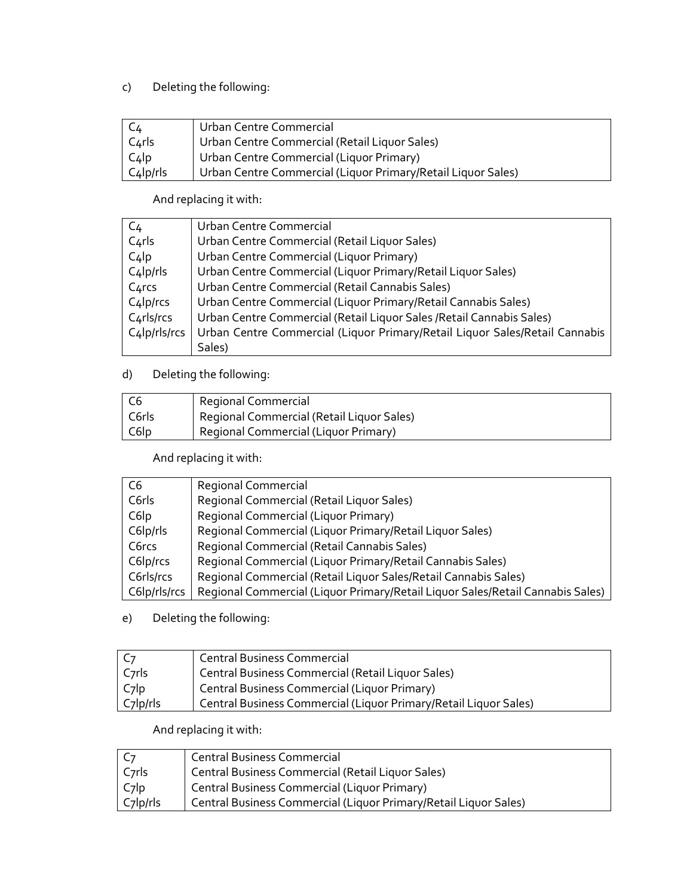c) Deleting the following:

| | |
|---|---|
| C4 | Urban Centre Commercial |
| C4rls | Urban Centre Commercial (Retail Liquor Sales) |
| C4lp | Urban Centre Commercial (Liquor Primary) |
| C4lp/rls | Urban Centre Commercial (Liquor Primary/Retail Liquor Sales) |

And replacing it with:

| | |
|---|---|
| C4 | Urban Centre Commercial |
| C4rls | Urban Centre Commercial (Retail Liquor Sales) |
| C4lp | Urban Centre Commercial (Liquor Primary) |
| C4lp/rls | Urban Centre Commercial (Liquor Primary/Retail Liquor Sales) |
| C4rcs | Urban Centre Commercial (Retail Cannabis Sales) |
| C4lp/rcs | Urban Centre Commercial (Liquor Primary/Retail Cannabis Sales) |
| C4rls/rcs | Urban Centre Commercial (Retail Liquor Sales /Retail Cannabis Sales) |
| C4lp/rls/rcs | Urban Centre Commercial (Liquor Primary/Retail Liquor Sales/Retail Cannabis Sales) |

d) Deleting the following:

| | |
|---|---|
| C6 | Regional Commercial |
| C6rls | Regional Commercial (Retail Liquor Sales) |
| C6lp | Regional Commercial (Liquor Primary) |

And replacing it with:

| | |
|---|---|
| C6 | Regional Commercial |
| C6rls | Regional Commercial (Retail Liquor Sales) |
| C6lp | Regional Commercial (Liquor Primary) |
| C6lp/rls | Regional Commercial (Liquor Primary/Retail Liquor Sales) |
| C6rcs | Regional Commercial (Retail Cannabis Sales) |
| C6lp/rcs | Regional Commercial (Liquor Primary/Retail Cannabis Sales) |
| C6rls/rcs | Regional Commercial (Retail Liquor Sales/Retail Cannabis Sales) |
| C6lp/rls/rcs | Regional Commercial (Liquor Primary/Retail Liquor Sales/Retail Cannabis Sales) |

e) Deleting the following:

| | |
|---|---|
| C7 | Central Business Commercial |
| C7rls | Central Business Commercial (Retail Liquor Sales) |
| C7lp | Central Business Commercial (Liquor Primary) |
| C7lp/rls | Central Business Commercial (Liquor Primary/Retail Liquor Sales) |

And replacing it with:

| | |
|---|---|
| C7 | Central Business Commercial |
| C7rls | Central Business Commercial (Retail Liquor Sales) |
| C7lp | Central Business Commercial (Liquor Primary) |
| C7lp/rls | Central Business Commercial (Liquor Primary/Retail Liquor Sales) |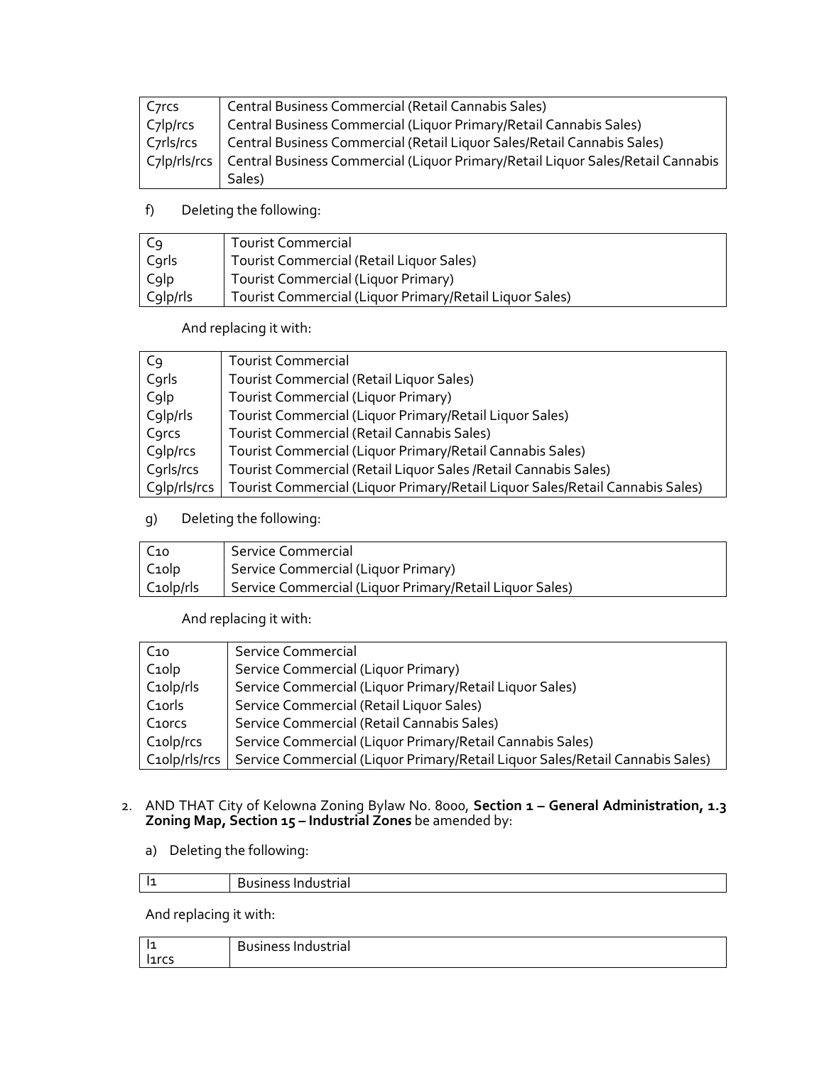| C7rcs | Central Business Commercial (Retail Cannabis Sales) |
|---|---|
| C7lp/rcs | Central Business Commercial (Liquor Primary/Retail Cannabis Sales) |
| C7rls/rcs | Central Business Commercial (Retail Liquor Sales/Retail Cannabis Sales) |
| C7lp/rls/rcs | Central Business Commercial (Liquor Primary/Retail Liquor Sales/Retail Cannabis Sales) |

f) Deleting the following:

| C9 | Tourist Commercial |
|---|---|
| C9rls | Tourist Commercial (Retail Liquor Sales) |
| C9lp | Tourist Commercial (Liquor Primary) |
| C9lp/rls | Tourist Commercial (Liquor Primary/Retail Liquor Sales) |

And replacing it with:

| C9 | Tourist Commercial |
|---|---|
| C9rls | Tourist Commercial (Retail Liquor Sales) |
| C9lp | Tourist Commercial (Liquor Primary) |
| C9lp/rls | Tourist Commercial (Liquor Primary/Retail Liquor Sales) |
| C9rcs | Tourist Commercial (Retail Cannabis Sales) |
| C9lp/rcs | Tourist Commercial (Liquor Primary/Retail Cannabis Sales) |
| C9rls/rcs | Tourist Commercial (Retail Liquor Sales /Retail Cannabis Sales) |
| C9lp/rls/rcs | Tourist Commercial (Liquor Primary/Retail Liquor Sales/Retail Cannabis Sales) |

g) Deleting the following:

| C10 | Service Commercial |
|---|---|
| C10lp | Service Commercial (Liquor Primary) |
| C10lp/rls | Service Commercial (Liquor Primary/Retail Liquor Sales) |

And replacing it with:

| C10 | Service Commercial |
|---|---|
| C10lp | Service Commercial (Liquor Primary) |
| C10lp/rls | Service Commercial (Liquor Primary/Retail Liquor Sales) |
| C10rls | Service Commercial (Retail Liquor Sales) |
| C10rcs | Service Commercial (Retail Cannabis Sales) |
| C10lp/rcs | Service Commercial (Liquor Primary/Retail Cannabis Sales) |
| C10lp/rls/rcs | Service Commercial (Liquor Primary/Retail Liquor Sales/Retail Cannabis Sales) |

2. AND THAT City of Kelowna Zoning Bylaw No. 8000, **Section 1 – General Administration, 1.3 Zoning Map, Section 15 – Industrial Zones** be amended by:

   a) Deleting the following:

| I1 | Business Industrial |
|---|---|

And replacing it with:

| I1<br>I1rcs | Business Industrial |
|---|---|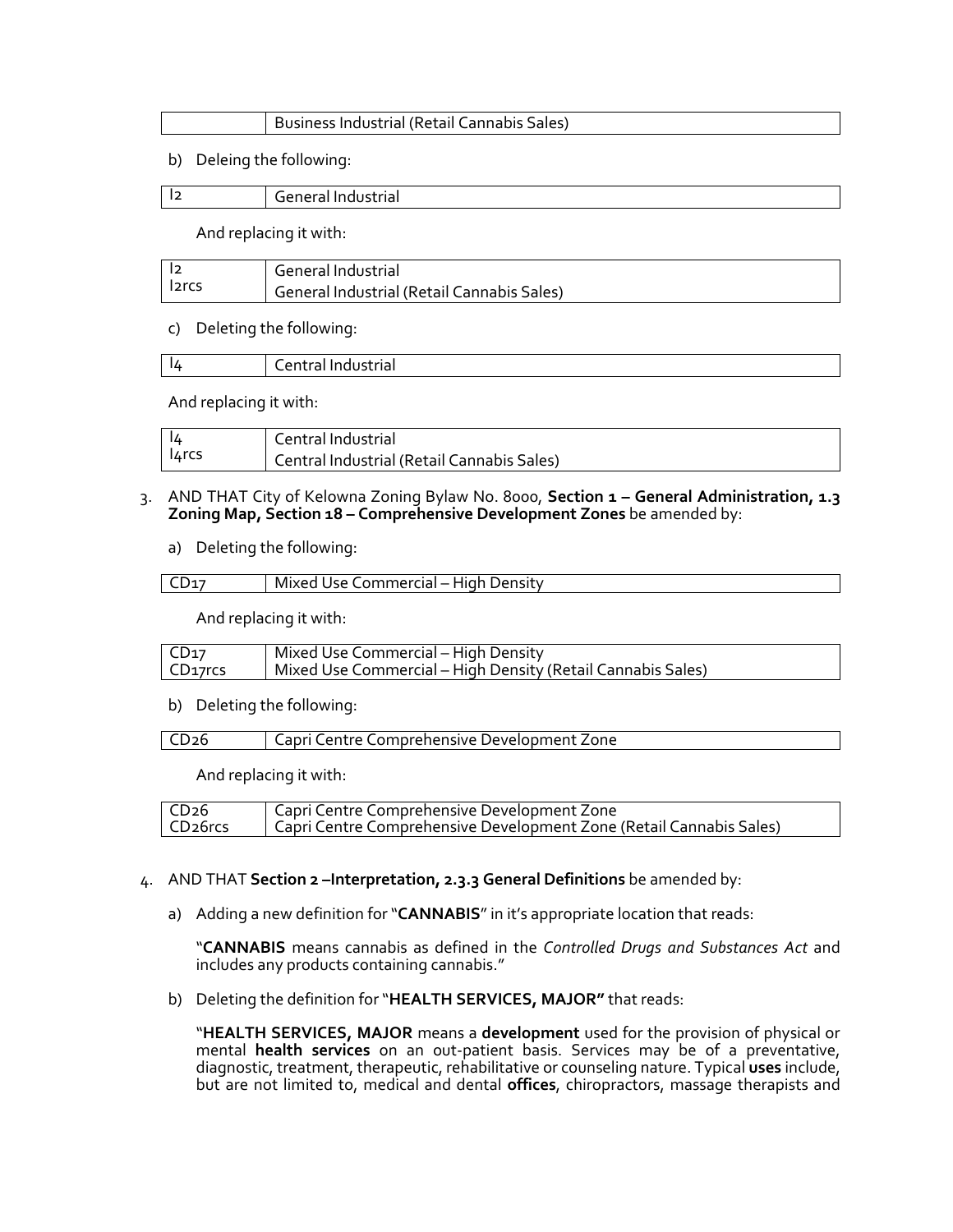| | Business Industrial (Retail Cannabis Sales) |
|---|---|

b) Deleing the following:

| I2 | General Industrial |
|---|---|

And replacing it with:

| I2<br>I2rcs | General Industrial<br>General Industrial (Retail Cannabis Sales) |
|---|---|

c) Deleting the following:

| I4 | Central Industrial |
|---|---|

And replacing it with:

| I4<br>I4rcs | Central Industrial<br>Central Industrial (Retail Cannabis Sales) |
|---|---|

3. AND THAT City of Kelowna Zoning Bylaw No. 8000, **Section 1 – General Administration, 1.3 Zoning Map, Section 18 – Comprehensive Development Zones** be amended by:

   a) Deleting the following:

| CD17 | Mixed Use Commercial – High Density |
|---|---|

   And replacing it with:

| CD17<br>CD17rcs | Mixed Use Commercial – High Density<br>Mixed Use Commercial – High Density (Retail Cannabis Sales) |
|---|---|

   b) Deleting the following:

| CD26 | Capri Centre Comprehensive Development Zone |
|---|---|

   And replacing it with:

| CD26<br>CD26rcs | Capri Centre Comprehensive Development Zone<br>Capri Centre Comprehensive Development Zone (Retail Cannabis Sales) |
|---|---|

4. AND THAT **Section 2 –Interpretation, 2.3.3 General Definitions** be amended by:

   a) Adding a new definition for "**CANNABIS**" in it's appropriate location that reads:

   "**CANNABIS** means cannabis as defined in the *Controlled Drugs and Substances Act* and includes any products containing cannabis."

   b) Deleting the definition for "**HEALTH SERVICES, MAJOR"** that reads:

   "**HEALTH SERVICES, MAJOR** means a **development** used for the provision of physical or mental **health services** on an out-patient basis. Services may be of a preventative, diagnostic, treatment, therapeutic, rehabilitative or counseling nature. Typical **uses** include, but are not limited to, medical and dental **offices**, chiropractors, massage therapists and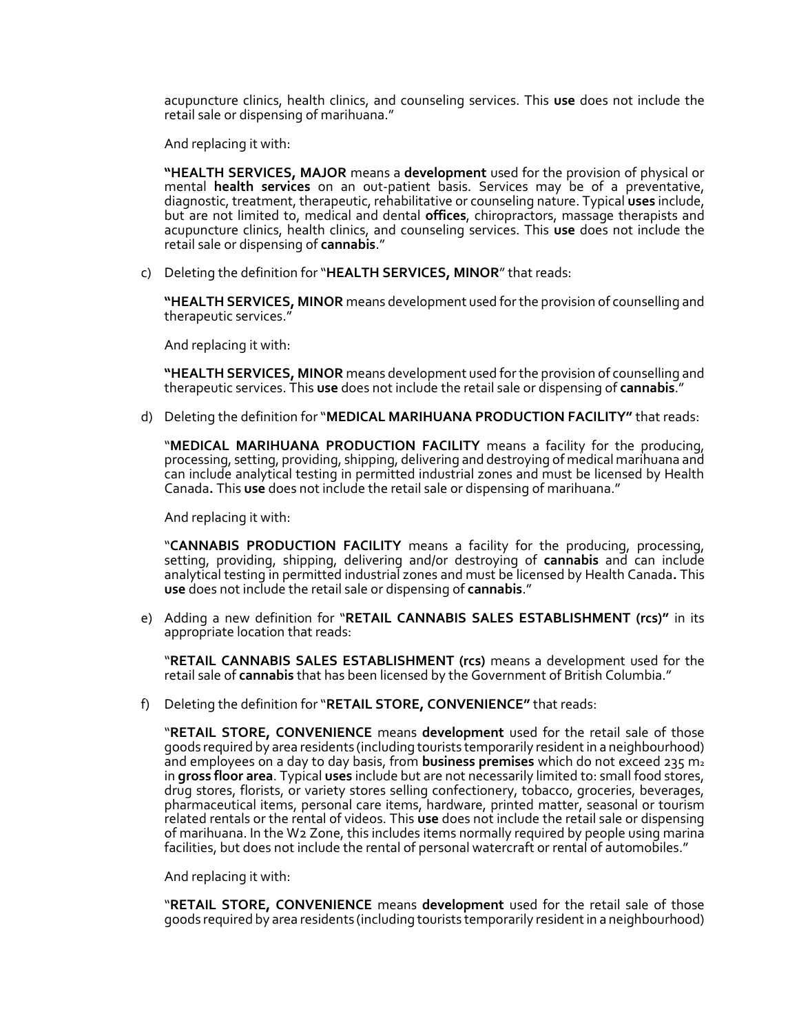acupuncture clinics, health clinics, and counseling services. This **use** does not include the retail sale or dispensing of marihuana."

And replacing it with:

**"HEALTH SERVICES, MAJOR** means a **development** used for the provision of physical or mental **health services** on an out-patient basis. Services may be of a preventative, diagnostic, treatment, therapeutic, rehabilitative or counseling nature. Typical **uses** include, but are not limited to, medical and dental **offices**, chiropractors, massage therapists and acupuncture clinics, health clinics, and counseling services. This **use** does not include the retail sale or dispensing of **cannabis**."

c) Deleting the definition for "**HEALTH SERVICES, MINOR**" that reads:

**"HEALTH SERVICES, MINOR** means development used for the provision of counselling and therapeutic services."

And replacing it with:

**"HEALTH SERVICES, MINOR** means development used for the provision of counselling and therapeutic services. This **use** does not include the retail sale or dispensing of **cannabis**."

d) Deleting the definition for "**MEDICAL MARIHUANA PRODUCTION FACILITY"** that reads:

"**MEDICAL MARIHUANA PRODUCTION FACILITY** means a facility for the producing, processing, setting, providing, shipping, delivering and destroying of medical marihuana and can include analytical testing in permitted industrial zones and must be licensed by Health Canada**.** This **use** does not include the retail sale or dispensing of marihuana."

And replacing it with:

"**CANNABIS PRODUCTION FACILITY** means a facility for the producing, processing, setting, providing, shipping, delivering and/or destroying of **cannabis** and can include analytical testing in permitted industrial zones and must be licensed by Health Canada**.** This **use** does not include the retail sale or dispensing of **cannabis**."

e) Adding a new definition for "**RETAIL CANNABIS SALES ESTABLISHMENT (rcs)"** in its appropriate location that reads:

"**RETAIL CANNABIS SALES ESTABLISHMENT (rcs)** means a development used for the retail sale of **cannabis** that has been licensed by the Government of British Columbia."

f) Deleting the definition for "**RETAIL STORE, CONVENIENCE"** that reads:

"**RETAIL STORE, CONVENIENCE** means **development** used for the retail sale of those goods required by area residents (including tourists temporarily resident in a neighbourhood) and employees on a day to day basis, from **business premises** which do not exceed 235 $m_2$ in **gross floor area**. Typical **uses** include but are not necessarily limited to: small food stores, drug stores, florists, or variety stores selling confectionery, tobacco, groceries, beverages, pharmaceutical items, personal care items, hardware, printed matter, seasonal or tourism related rentals or the rental of videos. This **use** does not include the retail sale or dispensing of marihuana. In the W2 Zone, this includes items normally required by people using marina facilities, but does not include the rental of personal watercraft or rental of automobiles."

And replacing it with:

"**RETAIL STORE, CONVENIENCE** means **development** used for the retail sale of those goods required by area residents (including tourists temporarily resident in a neighbourhood)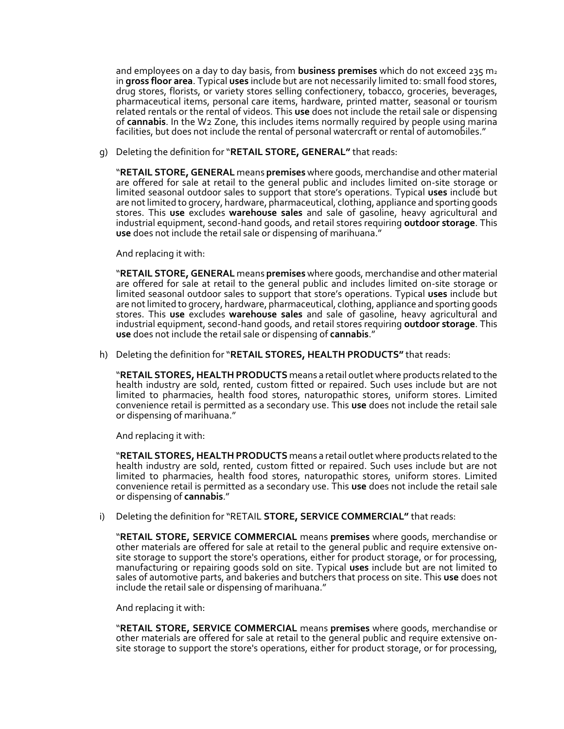and employees on a day to day basis, from **business premises** which do not exceed 235 $m_2$ in **gross floor area**. Typical **uses** include but are not necessarily limited to: small food stores, drug stores, florists, or variety stores selling confectionery, tobacco, groceries, beverages, pharmaceutical items, personal care items, hardware, printed matter, seasonal or tourism related rentals or the rental of videos. This **use** does not include the retail sale or dispensing of **cannabis**. In the W2 Zone, this includes items normally required by people using marina facilities, but does not include the rental of personal watercraft or rental of automobiles."

g) Deleting the definition for "**RETAIL STORE, GENERAL"** that reads:

"**RETAIL STORE, GENERAL** means **premises** where goods, merchandise and other material are offered for sale at retail to the general public and includes limited on-site storage or limited seasonal outdoor sales to support that store's operations. Typical **uses** include but are not limited to grocery, hardware, pharmaceutical, clothing, appliance and sporting goods stores. This **use** excludes **warehouse sales** and sale of gasoline, heavy agricultural and industrial equipment, second-hand goods, and retail stores requiring **outdoor storage**. This **use** does not include the retail sale or dispensing of marihuana."

And replacing it with:

"**RETAIL STORE, GENERAL** means **premises** where goods, merchandise and other material are offered for sale at retail to the general public and includes limited on-site storage or limited seasonal outdoor sales to support that store's operations. Typical **uses** include but are not limited to grocery, hardware, pharmaceutical, clothing, appliance and sporting goods stores. This **use** excludes **warehouse sales** and sale of gasoline, heavy agricultural and industrial equipment, second-hand goods, and retail stores requiring **outdoor storage**. This **use** does not include the retail sale or dispensing of **cannabis**."

h) Deleting the definition for "**RETAIL STORES, HEALTH PRODUCTS"** that reads:

"**RETAIL STORES, HEALTH PRODUCTS** means a retail outlet where products related to the health industry are sold, rented, custom fitted or repaired. Such uses include but are not limited to pharmacies, health food stores, naturopathic stores, uniform stores. Limited convenience retail is permitted as a secondary use. This **use** does not include the retail sale or dispensing of marihuana."

And replacing it with:

"**RETAIL STORES, HEALTH PRODUCTS** means a retail outlet where products related to the health industry are sold, rented, custom fitted or repaired. Such uses include but are not limited to pharmacies, health food stores, naturopathic stores, uniform stores. Limited convenience retail is permitted as a secondary use. This **use** does not include the retail sale or dispensing of **cannabis**."

i) Deleting the definition for "RETAIL **STORE, SERVICE COMMERCIAL"** that reads:

"**RETAIL STORE, SERVICE COMMERCIAL** means **premises** where goods, merchandise or other materials are offered for sale at retail to the general public and require extensive on-site storage to support the store's operations, either for product storage, or for processing, manufacturing or repairing goods sold on site. Typical **uses** include but are not limited to sales of automotive parts, and bakeries and butchers that process on site. This **use** does not include the retail sale or dispensing of marihuana."

And replacing it with:

"**RETAIL STORE, SERVICE COMMERCIAL** means **premises** where goods, merchandise or other materials are offered for sale at retail to the general public and require extensive on-site storage to support the store's operations, either for product storage, or for processing,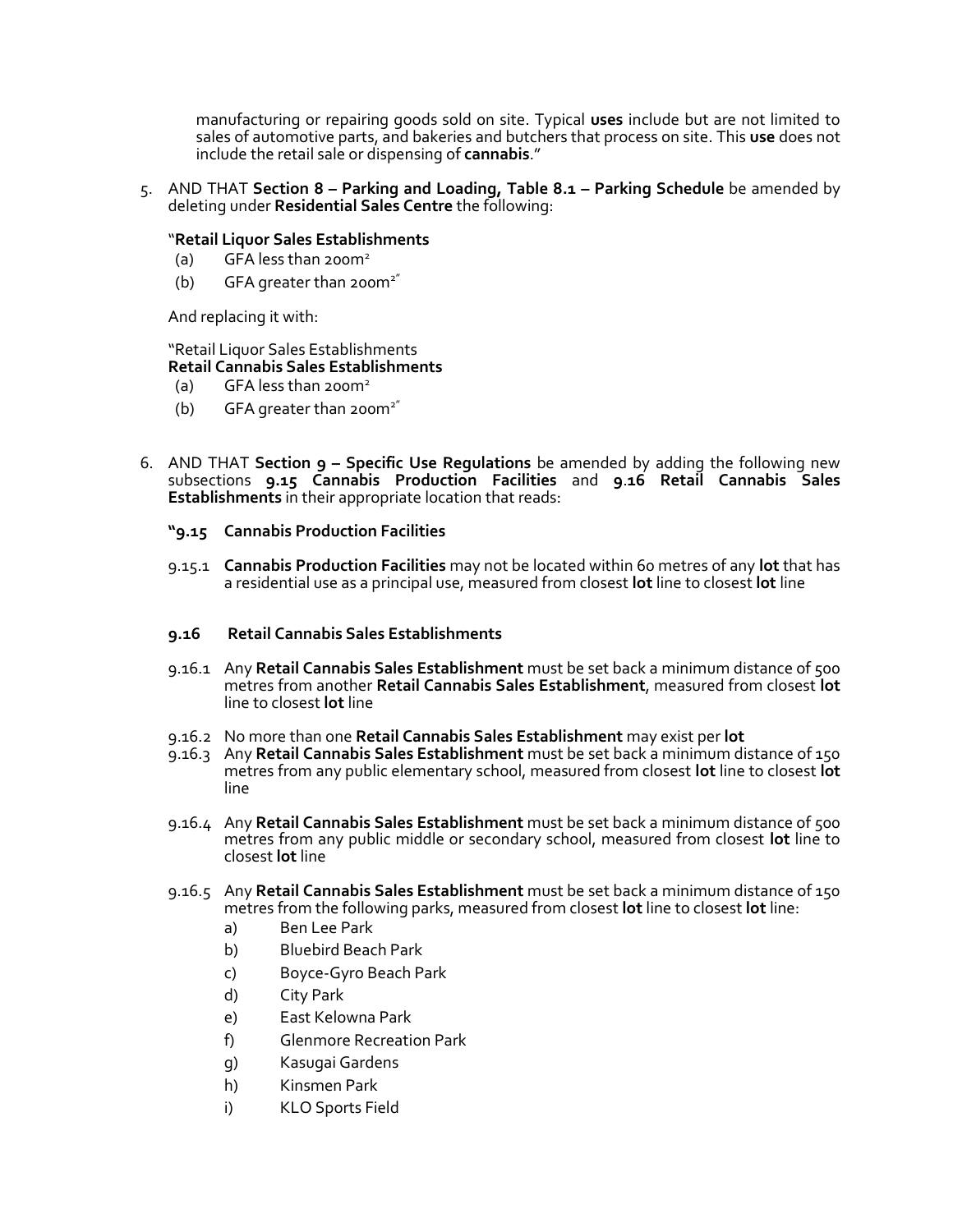manufacturing or repairing goods sold on site. Typical **uses** include but are not limited to sales of automotive parts, and bakeries and butchers that process on site. This **use** does not include the retail sale or dispensing of **cannabis**."

5. AND THAT **Section 8 – Parking and Loading, Table 8.1 – Parking Schedule** be amended by deleting under **Residential Sales Centre** the following:

   "**Retail Liquor Sales Establishments**
   (a) GFA less than 200m²
   (b) GFA greater than 200m²"

   And replacing it with:

   "Retail Liquor Sales Establishments
   **Retail Cannabis Sales Establishments**
   (a) GFA less than 200m²
   (b) GFA greater than 200m²"

6. AND THAT **Section 9 – Specific Use Regulations** be amended by adding the following new subsections **9.15 Cannabis Production Facilities** and **9.16 Retail Cannabis Sales Establishments** in their appropriate location that reads:

   **"9.15 Cannabis Production Facilities**

   9.15.1 **Cannabis Production Facilities** may not be located within 60 metres of any **lot** that has a residential use as a principal use, measured from closest **lot** line to closest **lot** line

   **9.16 Retail Cannabis Sales Establishments**

   9.16.1 Any **Retail Cannabis Sales Establishment** must be set back a minimum distance of 500 metres from another **Retail Cannabis Sales Establishment**, measured from closest **lot** line to closest **lot** line

   9.16.2 No more than one **Retail Cannabis Sales Establishment** may exist per **lot**

   9.16.3 Any **Retail Cannabis Sales Establishment** must be set back a minimum distance of 150 metres from any public elementary school, measured from closest **lot** line to closest **lot** line

   9.16.4 Any **Retail Cannabis Sales Establishment** must be set back a minimum distance of 500 metres from any public middle or secondary school, measured from closest **lot** line to closest **lot** line

   9.16.5 Any **Retail Cannabis Sales Establishment** must be set back a minimum distance of 150 metres from the following parks, measured from closest **lot** line to closest **lot** line:

   a) Ben Lee Park
   b) Bluebird Beach Park
   c) Boyce-Gyro Beach Park
   d) City Park
   e) East Kelowna Park
   f) Glenmore Recreation Park
   g) Kasugai Gardens
   h) Kinsmen Park
   i) KLO Sports Field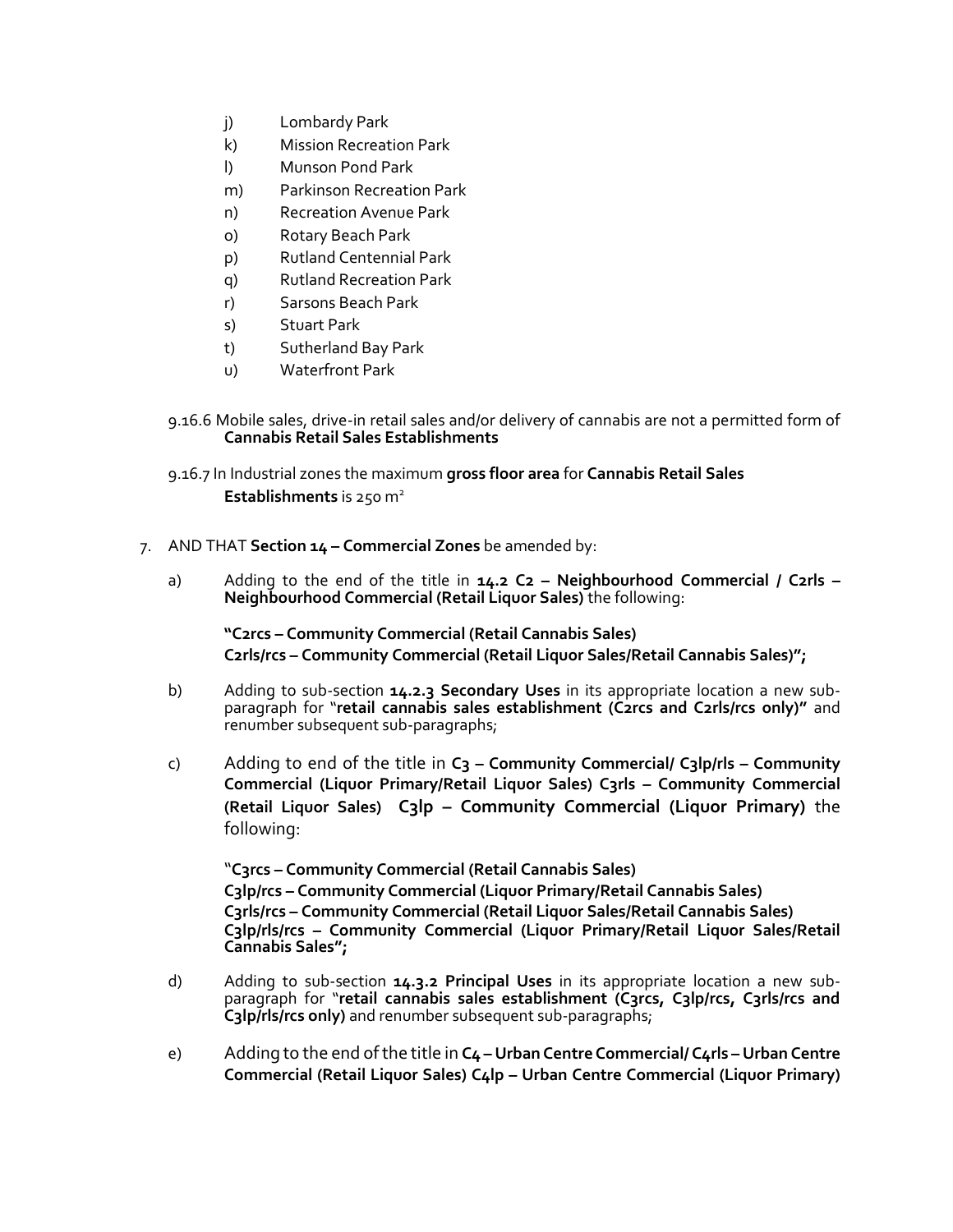j) Lombardy Park
k) Mission Recreation Park
l) Munson Pond Park
m) Parkinson Recreation Park
n) Recreation Avenue Park
o) Rotary Beach Park
p) Rutland Centennial Park
q) Rutland Recreation Park
r) Sarsons Beach Park
s) Stuart Park
t) Sutherland Bay Park
u) Waterfront Park

9.16.6 Mobile sales, drive-in retail sales and/or delivery of cannabis are not a permitted form of **Cannabis Retail Sales Establishments**

9.16.7 In Industrial zones the maximum **gross floor area** for **Cannabis Retail Sales Establishments** is 250 m$^2$

7. AND THAT **Section 14 – Commercial Zones** be amended by:

a) Adding to the end of the title in **14.2 C2 – Neighbourhood Commercial / C2rls – Neighbourhood Commercial (Retail Liquor Sales)** the following:

**"C2rcs – Community Commercial (Retail Cannabis Sales)**
**C2rls/rcs – Community Commercial (Retail Liquor Sales/Retail Cannabis Sales)";**

b) Adding to sub-section **14.2.3 Secondary Uses** in its appropriate location a new sub-paragraph for "**retail cannabis sales establishment (C2rcs and C2rls/rcs only)"** and renumber subsequent sub-paragraphs;

c) Adding to end of the title in **C3 – Community Commercial/ C3lp/rls – Community Commercial (Liquor Primary/Retail Liquor Sales) C3rls – Community Commercial (Retail Liquor Sales) C3lp – Community Commercial (Liquor Primary)** the following:

**"C3rcs – Community Commercial (Retail Cannabis Sales)**
**C3lp/rcs – Community Commercial (Liquor Primary/Retail Cannabis Sales)**
**C3rls/rcs – Community Commercial (Retail Liquor Sales/Retail Cannabis Sales)**
**C3lp/rls/rcs – Community Commercial (Liquor Primary/Retail Liquor Sales/Retail Cannabis Sales";**

d) Adding to sub-section **14.3.2 Principal Uses** in its appropriate location a new sub-paragraph for "**retail cannabis sales establishment (C3rcs, C3lp/rcs, C3rls/rcs and C3lp/rls/rcs only)** and renumber subsequent sub-paragraphs;

e) Adding to the end of the title in **C4 – Urban Centre Commercial/ C4rls – Urban Centre Commercial (Retail Liquor Sales) C4lp – Urban Centre Commercial (Liquor Primary)**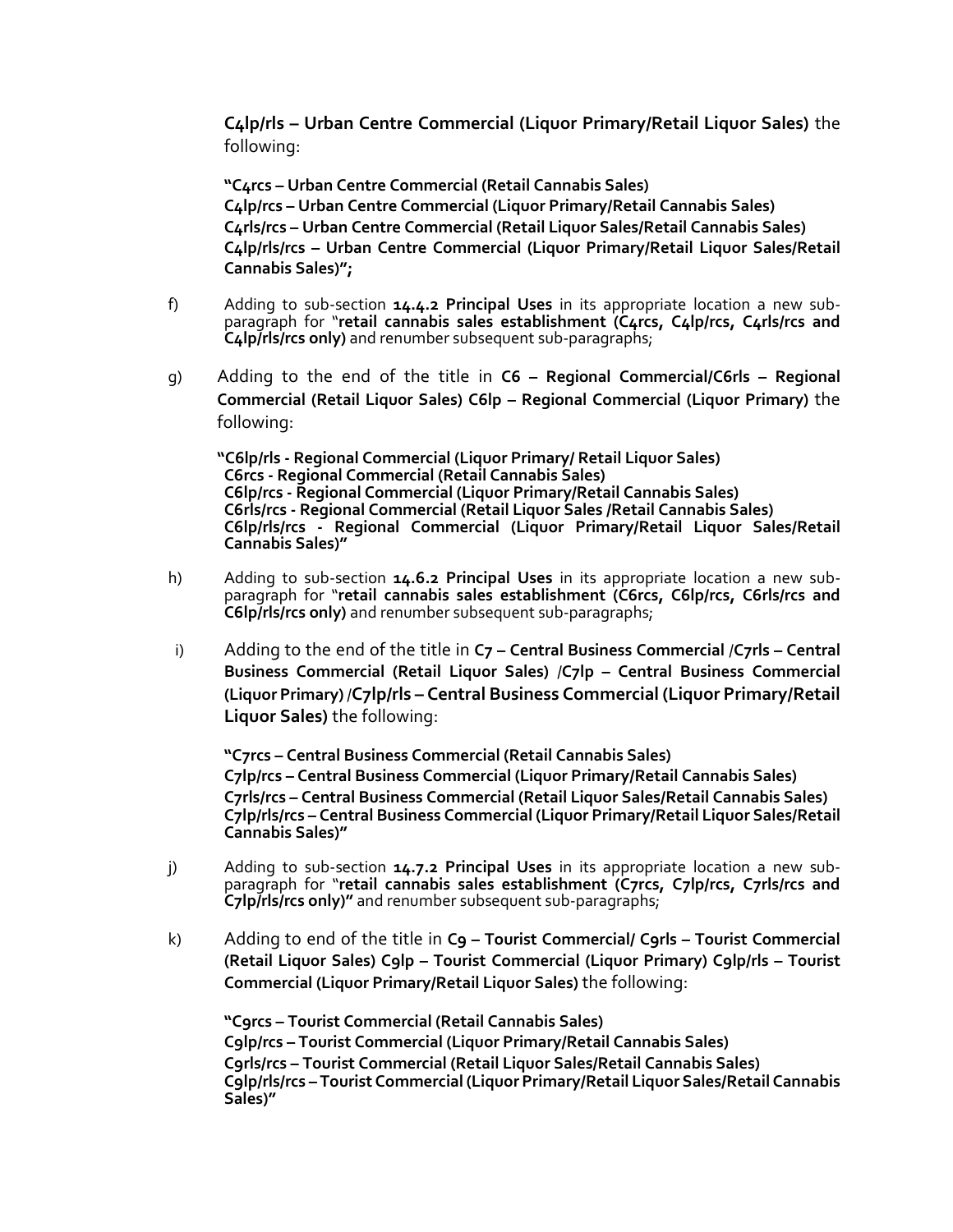**C4lp/rls – Urban Centre Commercial (Liquor Primary/Retail Liquor Sales)** the following:

> **"C4rcs – Urban Centre Commercial (Retail Cannabis Sales)**
> **C4lp/rcs – Urban Centre Commercial (Liquor Primary/Retail Cannabis Sales)**
> **C4rls/rcs – Urban Centre Commercial (Retail Liquor Sales/Retail Cannabis Sales)**
> **C4lp/rls/rcs – Urban Centre Commercial (Liquor Primary/Retail Liquor Sales/Retail Cannabis Sales)";**

f) Adding to sub-section **14.4.2 Principal Uses** in its appropriate location a new sub-paragraph for "**retail cannabis sales establishment (C4rcs, C4lp/rcs, C4rls/rcs and C4lp/rls/rcs only)** and renumber subsequent sub-paragraphs;

g) Adding to the end of the title in **C6 – Regional Commercial/C6rls – Regional Commercial (Retail Liquor Sales) C6lp – Regional Commercial (Liquor Primary)** the following:

> **"C6lp/rls - Regional Commercial (Liquor Primary/ Retail Liquor Sales)**
> **C6rcs - Regional Commercial (Retail Cannabis Sales)**
> **C6lp/rcs - Regional Commercial (Liquor Primary/Retail Cannabis Sales)**
> **C6rls/rcs - Regional Commercial (Retail Liquor Sales /Retail Cannabis Sales)**
> **C6lp/rls/rcs - Regional Commercial (Liquor Primary/Retail Liquor Sales/Retail Cannabis Sales)"**

h) Adding to sub-section **14.6.2 Principal Uses** in its appropriate location a new sub-paragraph for "**retail cannabis sales establishment (C6rcs, C6lp/rcs, C6rls/rcs and C6lp/rls/rcs only)** and renumber subsequent sub-paragraphs;

i) Adding to the end of the title in **C7 – Central Business Commercial /C7rls – Central Business Commercial (Retail Liquor Sales) /C7lp – Central Business Commercial (Liquor Primary) /C7lp/rls – Central Business Commercial (Liquor Primary/Retail Liquor Sales)** the following:

> **"C7rcs – Central Business Commercial (Retail Cannabis Sales)**
> **C7lp/rcs – Central Business Commercial (Liquor Primary/Retail Cannabis Sales)**
> **C7rls/rcs – Central Business Commercial (Retail Liquor Sales/Retail Cannabis Sales)**
> **C7lp/rls/rcs – Central Business Commercial (Liquor Primary/Retail Liquor Sales/Retail Cannabis Sales)"**

j) Adding to sub-section **14.7.2 Principal Uses** in its appropriate location a new sub-paragraph for "**retail cannabis sales establishment (C7rcs, C7lp/rcs, C7rls/rcs and C7lp/rls/rcs only)"** and renumber subsequent sub-paragraphs;

k) Adding to end of the title in **C9 – Tourist Commercial/ C9rls – Tourist Commercial (Retail Liquor Sales) C9lp – Tourist Commercial (Liquor Primary) C9lp/rls – Tourist Commercial (Liquor Primary/Retail Liquor Sales)** the following:

> **"C9rcs – Tourist Commercial (Retail Cannabis Sales)**
> **C9lp/rcs – Tourist Commercial (Liquor Primary/Retail Cannabis Sales)**
> **C9rls/rcs – Tourist Commercial (Retail Liquor Sales/Retail Cannabis Sales)**
> **C9lp/rls/rcs – Tourist Commercial (Liquor Primary/Retail Liquor Sales/Retail Cannabis Sales)"**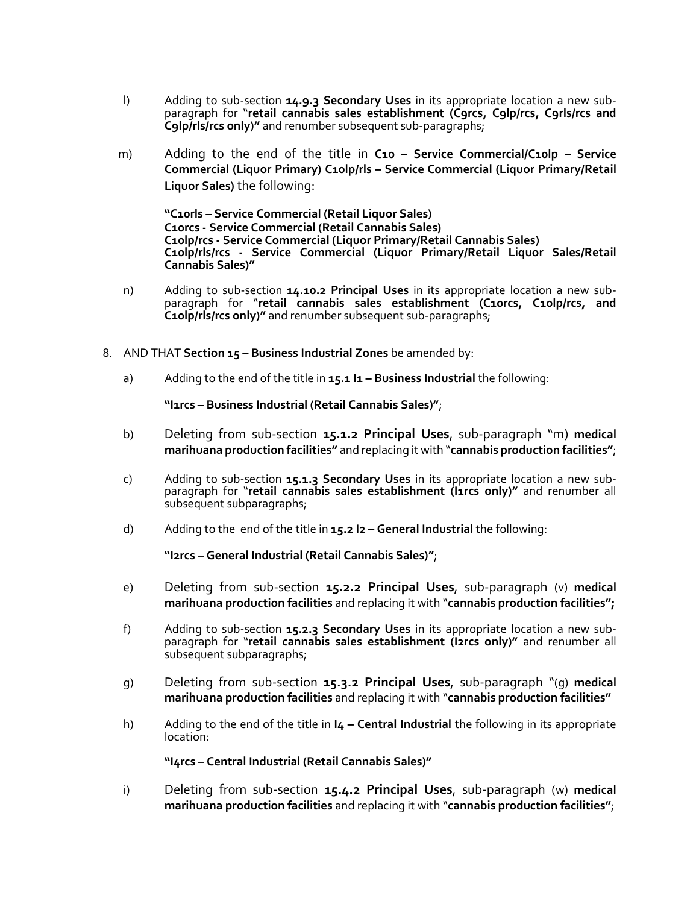l) Adding to sub-section **14.9.3 Secondary Uses** in its appropriate location a new sub-paragraph for "**retail cannabis sales establishment (C9rcs, C9lp/rcs, C9rls/rcs and C9lp/rls/rcs only)"** and renumber subsequent sub-paragraphs;

m) Adding to the end of the title in **C10 – Service Commercial/C10lp – Service Commercial (Liquor Primary) C10lp/rls – Service Commercial (Liquor Primary/Retail Liquor Sales)** the following:

> **"C10rls – Service Commercial (Retail Liquor Sales)**
> **C10rcs - Service Commercial (Retail Cannabis Sales)**
> **C10lp/rcs - Service Commercial (Liquor Primary/Retail Cannabis Sales)**
> **C10lp/rls/rcs - Service Commercial (Liquor Primary/Retail Liquor Sales/Retail Cannabis Sales)"**

n) Adding to sub-section **14.10.2 Principal Uses** in its appropriate location a new sub-paragraph for "**retail cannabis sales establishment (C10rcs, C10lp/rcs, and C10lp/rls/rcs only)"** and renumber subsequent sub-paragraphs;

8. AND THAT **Section 15 – Business Industrial Zones** be amended by:

   a) Adding to the end of the title in **15.1 I1 – Business Industrial** the following:

      **"I1rcs – Business Industrial (Retail Cannabis Sales)"**;

   b) Deleting from sub-section **15.1.2 Principal Uses**, sub-paragraph "m) **medical marihuana production facilities"** and replacing it with "**cannabis production facilities"**;

   c) Adding to sub-section **15.1.3 Secondary Uses** in its appropriate location a new sub-paragraph for "**retail cannabis sales establishment (I1rcs only)"** and renumber all subsequent subparagraphs;

   d) Adding to the end of the title in **15.2 I2 – General Industrial** the following:

      **"I2rcs – General Industrial (Retail Cannabis Sales)"**;

   e) Deleting from sub-section **15.2.2 Principal Uses**, sub-paragraph (v) **medical marihuana production facilities** and replacing it with "**cannabis production facilities";**

   f) Adding to sub-section **15.2.3 Secondary Uses** in its appropriate location a new sub-paragraph for "**retail cannabis sales establishment (I2rcs only)"** and renumber all subsequent subparagraphs;

   g) Deleting from sub-section **15.3.2 Principal Uses**, sub-paragraph "(g) **medical marihuana production facilities** and replacing it with "**cannabis production facilities"**

   h) Adding to the end of the title in **I4 – Central Industrial** the following in its appropriate location:

      **"I4rcs – Central Industrial (Retail Cannabis Sales)"**

   i) Deleting from sub-section **15.4.2 Principal Uses**, sub-paragraph (w) **medical marihuana production facilities** and replacing it with "**cannabis production facilities"**;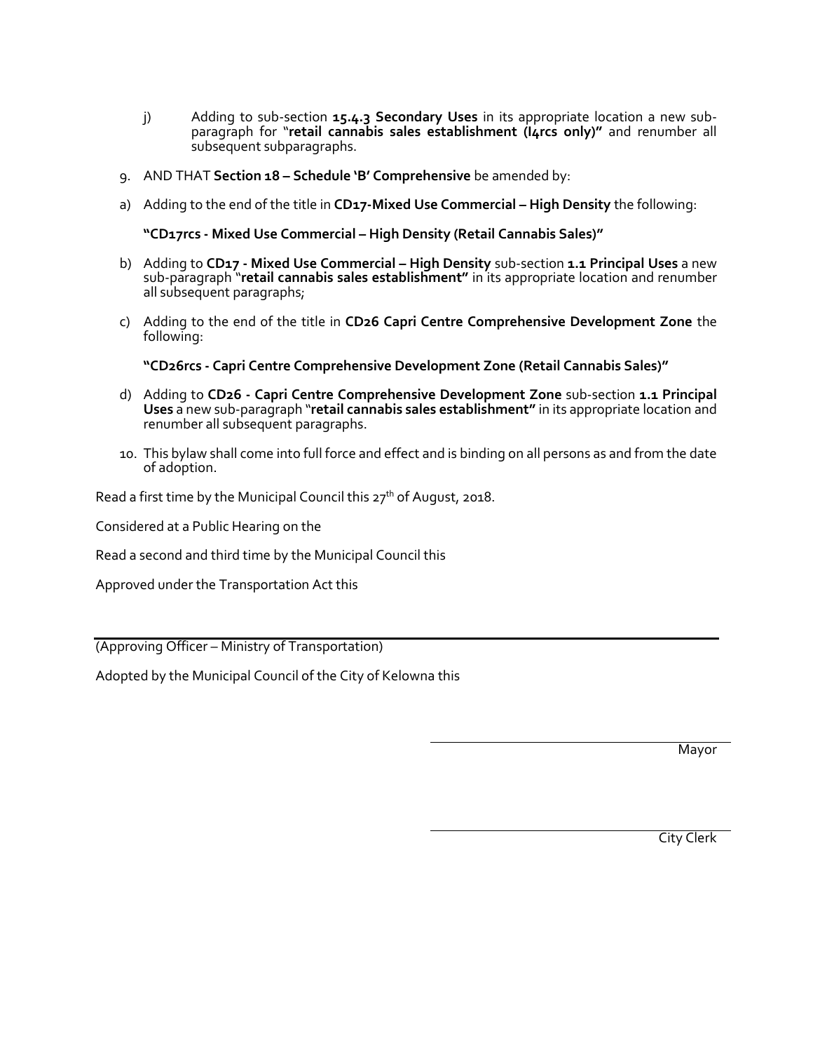j) Adding to sub-section **15.4.3 Secondary Uses** in its appropriate location a new sub-paragraph for "**retail cannabis sales establishment (I4rcs only)"** and renumber all subsequent subparagraphs.

9. AND THAT **Section 18 – Schedule 'B' Comprehensive** be amended by:

a) Adding to the end of the title in **CD17-Mixed Use Commercial – High Density** the following:

**"CD17rcs - Mixed Use Commercial – High Density (Retail Cannabis Sales)"**

b) Adding to **CD17 - Mixed Use Commercial – High Density** sub-section **1.1 Principal Uses** a new sub-paragraph "**retail cannabis sales establishment"** in its appropriate location and renumber all subsequent paragraphs;

c) Adding to the end of the title in **CD26 Capri Centre Comprehensive Development Zone** the following:

**"CD26rcs - Capri Centre Comprehensive Development Zone (Retail Cannabis Sales)"**

d) Adding to **CD26 - Capri Centre Comprehensive Development Zone** sub-section **1.1 Principal Uses** a new sub-paragraph "**retail cannabis sales establishment"** in its appropriate location and renumber all subsequent paragraphs.

10. This bylaw shall come into full force and effect and is binding on all persons as and from the date of adoption.

Read a first time by the Municipal Council this 27th of August, 2018.

Considered at a Public Hearing on the

Read a second and third time by the Municipal Council this

Approved under the Transportation Act this

(Approving Officer – Ministry of Transportation)

Adopted by the Municipal Council of the City of Kelowna this

Mayor

City Clerk